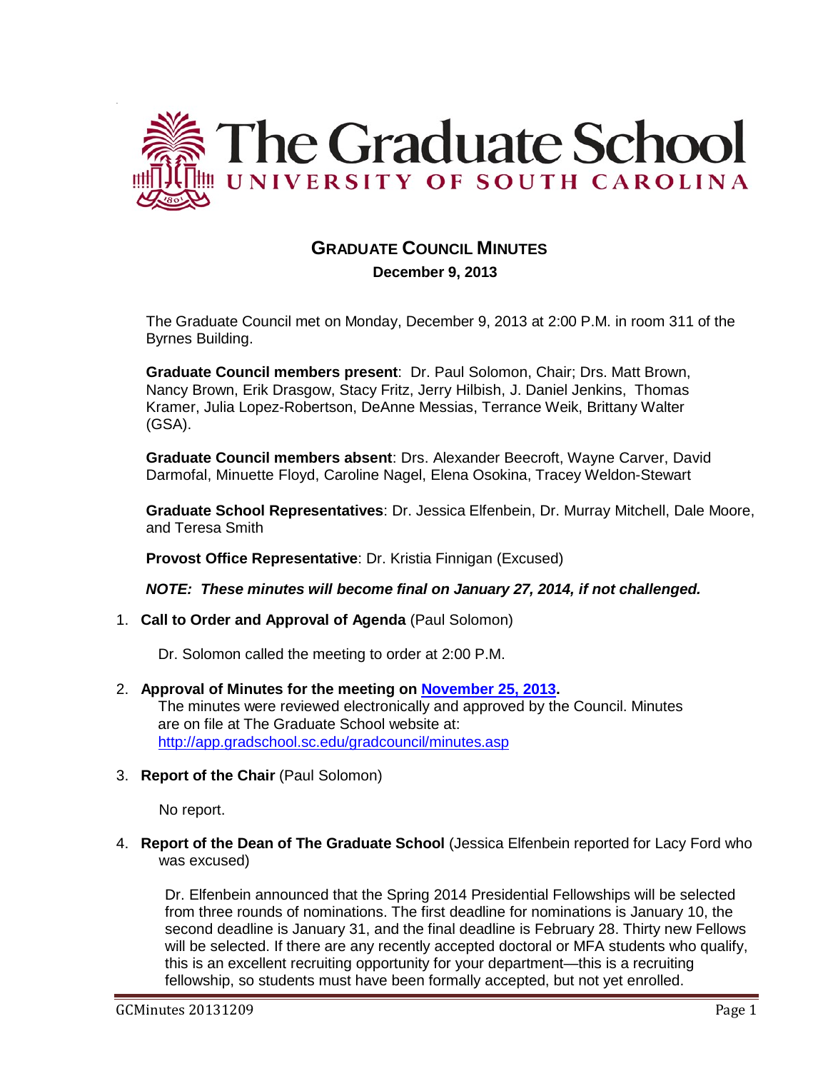# The Graduate School UNIVERSITY OF SOUTH CAROLINA

## GRADUATE COUNCIL MINUTES

**December 9, 2013**

The Graduate Council met on Monday, December 9, 2013 at 2:00 P.M. in room 311 of the Byrnes Building.

**Graduate Council members present**: Dr. Paul Solomon, Chair; Drs. Matt Brown, Nancy Brown, Erik Drasgow, Stacy Fritz, Jerry Hilbish, J. Daniel Jenkins, Thomas Kramer, Julia Lopez-Robertson, DeAnne Messias, Terrance Weik, Brittany Walter (GSA).

**Graduate Council members absent**: Drs. Alexander Beecroft, Wayne Carver, David Darmofal, Minuette Floyd, Caroline Nagel, Elena Osokina, Tracey Weldon-Stewart

**Graduate School Representatives**: Dr. Jessica Elfenbein, Dr. Murray Mitchell, Dale Moore, and Teresa Smith

**Provost Office Representative**: Dr. Kristia Finnigan (Excused)

***NOTE: These minutes will become final on January 27, 2014, if not challenged.***

1. **Call to Order and Approval of Agenda** (Paul Solomon)

   Dr. Solomon called the meeting to order at 2:00 P.M.

2. **Approval of Minutes for the meeting on November 25, 2013.**
   The minutes were reviewed electronically and approved by the Council. Minutes are on file at The Graduate School website at: http://app.gradschool.sc.edu/gradcouncil/minutes.asp

3. **Report of the Chair** (Paul Solomon)

   No report.

4. **Report of the Dean of The Graduate School** (Jessica Elfenbein reported for Lacy Ford who was excused)

   Dr. Elfenbein announced that the Spring 2014 Presidential Fellowships will be selected from three rounds of nominations. The first deadline for nominations is January 10, the second deadline is January 31, and the final deadline is February 28. Thirty new Fellows will be selected. If there are any recently accepted doctoral or MFA students who qualify, this is an excellent recruiting opportunity for your department—this is a recruiting fellowship, so students must have been formally accepted, but not yet enrolled.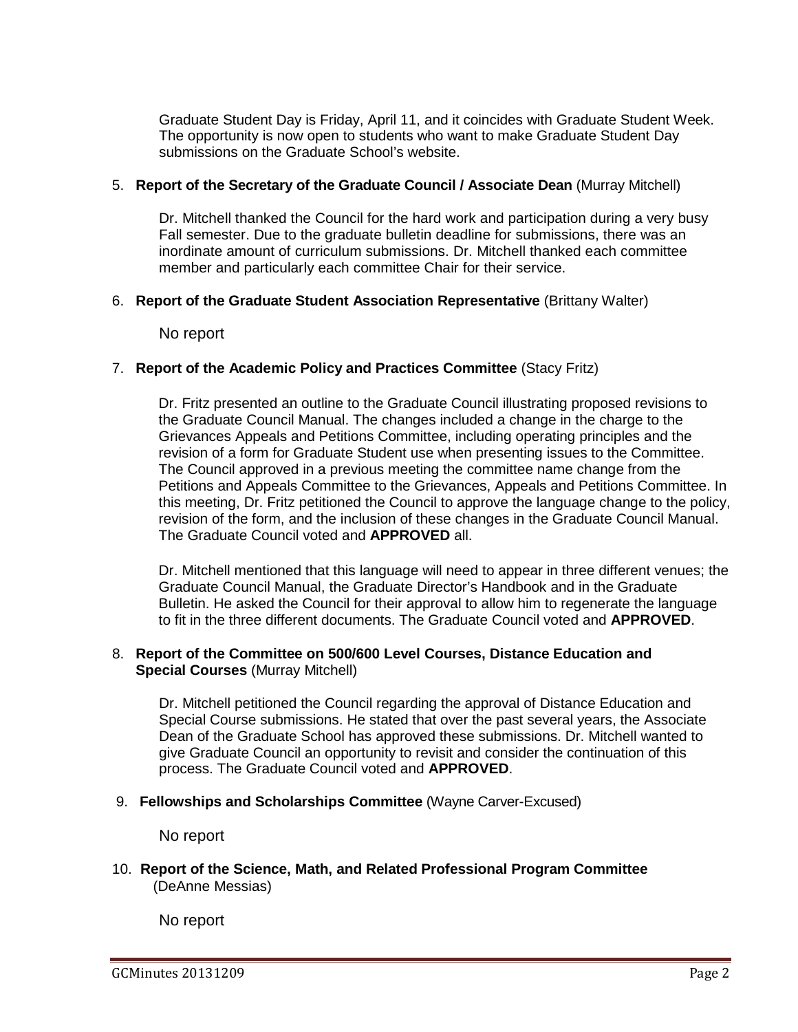Graduate Student Day is Friday, April 11, and it coincides with Graduate Student Week. The opportunity is now open to students who want to make Graduate Student Day submissions on the Graduate School's website.

5. **Report of the Secretary of the Graduate Council / Associate Dean** (Murray Mitchell)

   Dr. Mitchell thanked the Council for the hard work and participation during a very busy Fall semester. Due to the graduate bulletin deadline for submissions, there was an inordinate amount of curriculum submissions. Dr. Mitchell thanked each committee member and particularly each committee Chair for their service.

6. **Report of the Graduate Student Association Representative** (Brittany Walter)

   No report

7. **Report of the Academic Policy and Practices Committee** (Stacy Fritz)

   Dr. Fritz presented an outline to the Graduate Council illustrating proposed revisions to the Graduate Council Manual. The changes included a change in the charge to the Grievances Appeals and Petitions Committee, including operating principles and the revision of a form for Graduate Student use when presenting issues to the Committee. The Council approved in a previous meeting the committee name change from the Petitions and Appeals Committee to the Grievances, Appeals and Petitions Committee. In this meeting, Dr. Fritz petitioned the Council to approve the language change to the policy, revision of the form, and the inclusion of these changes in the Graduate Council Manual. The Graduate Council voted and **APPROVED** all.

   Dr. Mitchell mentioned that this language will need to appear in three different venues; the Graduate Council Manual, the Graduate Director's Handbook and in the Graduate Bulletin. He asked the Council for their approval to allow him to regenerate the language to fit in the three different documents. The Graduate Council voted and **APPROVED**.

8. **Report of the Committee on 500/600 Level Courses, Distance Education and Special Courses** (Murray Mitchell)

   Dr. Mitchell petitioned the Council regarding the approval of Distance Education and Special Course submissions. He stated that over the past several years, the Associate Dean of the Graduate School has approved these submissions. Dr. Mitchell wanted to give Graduate Council an opportunity to revisit and consider the continuation of this process. The Graduate Council voted and **APPROVED**.

9. **Fellowships and Scholarships Committee** (Wayne Carver-Excused)

   No report

10. **Report of the Science, Math, and Related Professional Program Committee** (DeAnne Messias)

    No report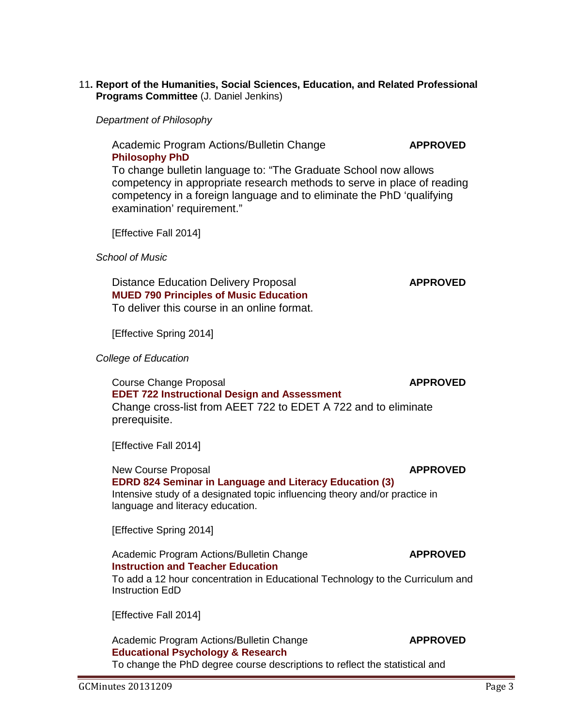11. **Report of the Humanities, Social Sciences, Education, and Related Professional Programs Committee** (J. Daniel Jenkins)

*Department of Philosophy*

Academic Program Actions/Bulletin Change **APPROVED**

**Philosophy PhD**

To change bulletin language to: "The Graduate School now allows competency in appropriate research methods to serve in place of reading competency in a foreign language and to eliminate the PhD 'qualifying examination' requirement."

[Effective Fall 2014]

*School of Music*

Distance Education Delivery Proposal **APPROVED**

**MUED 790 Principles of Music Education**

To deliver this course in an online format.

[Effective Spring 2014]

*College of Education*

Course Change Proposal **APPROVED**

**EDET 722 Instructional Design and Assessment**

Change cross-list from AEET 722 to EDET A 722 and to eliminate prerequisite.

[Effective Fall 2014]

New Course Proposal **APPROVED**

**EDRD 824 Seminar in Language and Literacy Education (3)**

Intensive study of a designated topic influencing theory and/or practice in language and literacy education.

[Effective Spring 2014]

Academic Program Actions/Bulletin Change **APPROVED**

**Instruction and Teacher Education**

To add a 12 hour concentration in Educational Technology to the Curriculum and Instruction EdD

[Effective Fall 2014]

Academic Program Actions/Bulletin Change **APPROVED**

**Educational Psychology & Research**

To change the PhD degree course descriptions to reflect the statistical and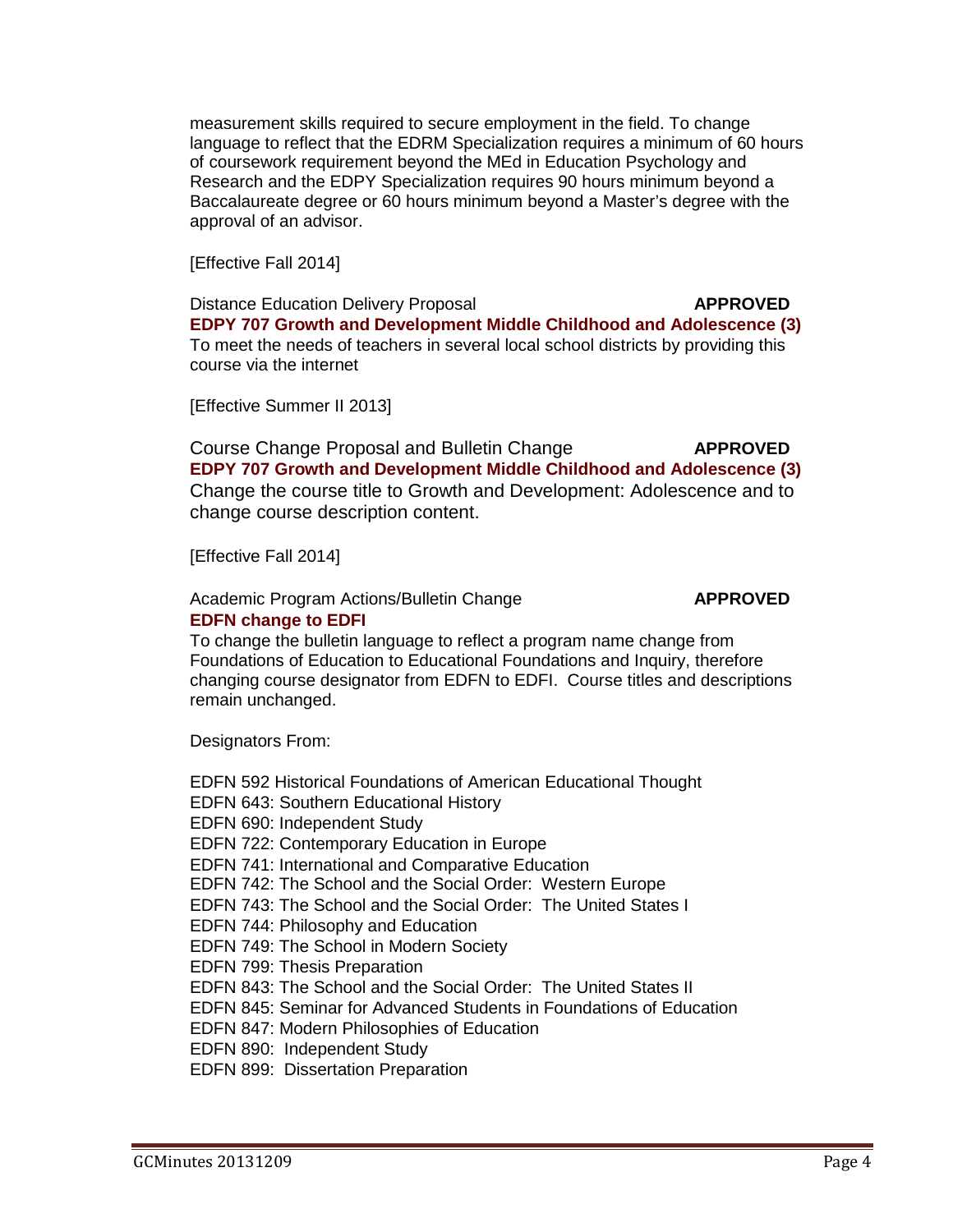measurement skills required to secure employment in the field. To change language to reflect that the EDRM Specialization requires a minimum of 60 hours of coursework requirement beyond the MEd in Education Psychology and Research and the EDPY Specialization requires 90 hours minimum beyond a Baccalaureate degree or 60 hours minimum beyond a Master's degree with the approval of an advisor.

[Effective Fall 2014]

Distance Education Delivery Proposal **APPROVED**
**EDPY 707 Growth and Development Middle Childhood and Adolescence (3)**
To meet the needs of teachers in several local school districts by providing this course via the internet

[Effective Summer II 2013]

Course Change Proposal and Bulletin Change **APPROVED**
**EDPY 707 Growth and Development Middle Childhood and Adolescence (3)**
Change the course title to Growth and Development: Adolescence and to change course description content.

[Effective Fall 2014]

Academic Program Actions/Bulletin Change **APPROVED**
**EDFN change to EDFI**
To change the bulletin language to reflect a program name change from Foundations of Education to Educational Foundations and Inquiry, therefore changing course designator from EDFN to EDFI. Course titles and descriptions remain unchanged.

Designators From:

EDFN 592 Historical Foundations of American Educational Thought
EDFN 643: Southern Educational History
EDFN 690: Independent Study
EDFN 722: Contemporary Education in Europe
EDFN 741: International and Comparative Education
EDFN 742: The School and the Social Order: Western Europe
EDFN 743: The School and the Social Order: The United States I
EDFN 744: Philosophy and Education
EDFN 749: The School in Modern Society
EDFN 799: Thesis Preparation
EDFN 843: The School and the Social Order: The United States II
EDFN 845: Seminar for Advanced Students in Foundations of Education
EDFN 847: Modern Philosophies of Education
EDFN 890: Independent Study
EDFN 899: Dissertation Preparation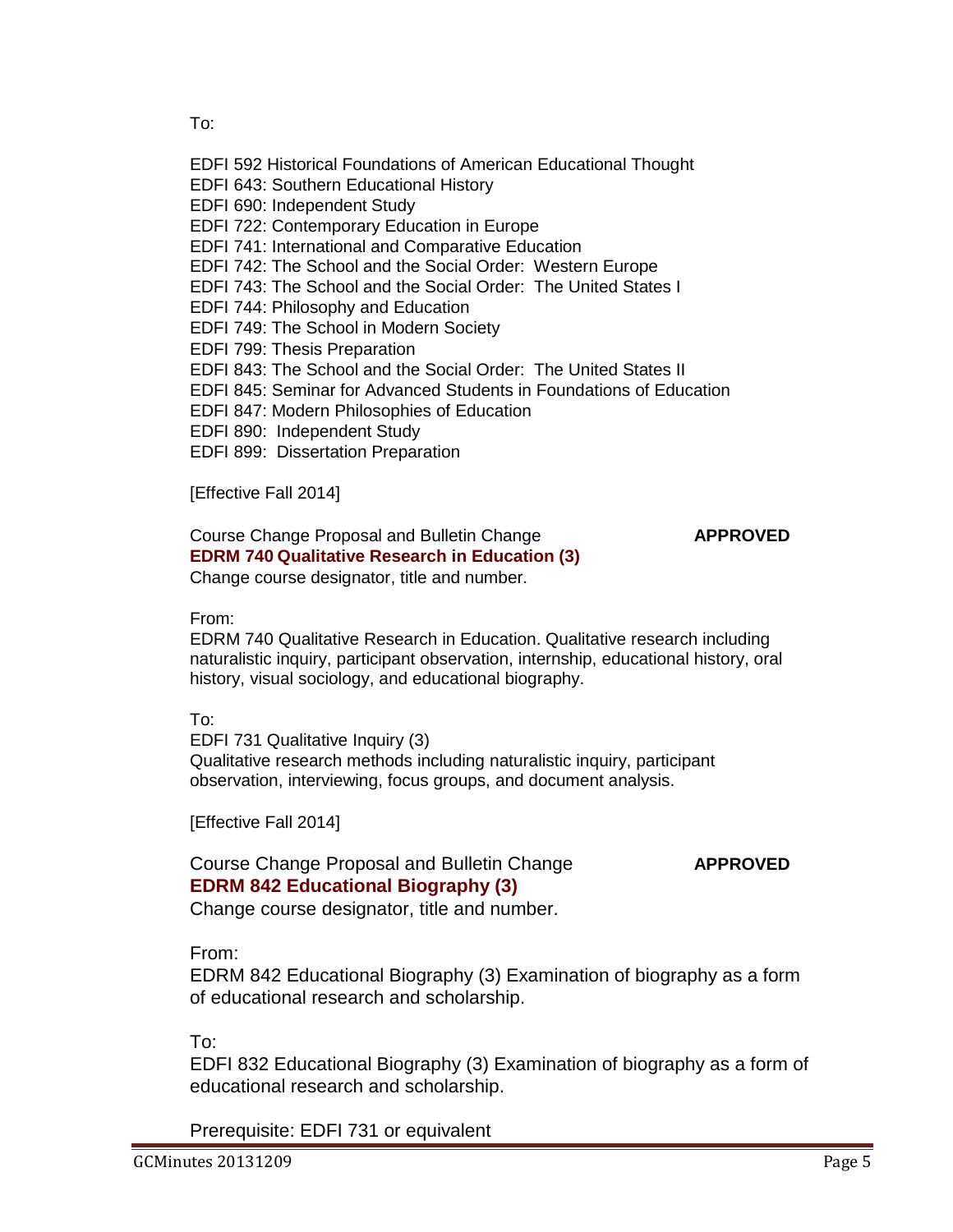To:

EDFI 592 Historical Foundations of American Educational Thought
EDFI 643: Southern Educational History
EDFI 690: Independent Study
EDFI 722: Contemporary Education in Europe
EDFI 741: International and Comparative Education
EDFI 742: The School and the Social Order: Western Europe
EDFI 743: The School and the Social Order: The United States I
EDFI 744: Philosophy and Education
EDFI 749: The School in Modern Society
EDFI 799: Thesis Preparation
EDFI 843: The School and the Social Order: The United States II
EDFI 845: Seminar for Advanced Students in Foundations of Education
EDFI 847: Modern Philosophies of Education
EDFI 890: Independent Study
EDFI 899: Dissertation Preparation

[Effective Fall 2014]

Course Change Proposal and Bulletin Change **APPROVED**
**EDRM 740 Qualitative Research in Education (3)**
Change course designator, title and number.

From:
EDRM 740 Qualitative Research in Education. Qualitative research including naturalistic inquiry, participant observation, internship, educational history, oral history, visual sociology, and educational biography.

To:
EDFI 731 Qualitative Inquiry (3)
Qualitative research methods including naturalistic inquiry, participant observation, interviewing, focus groups, and document analysis.

[Effective Fall 2014]

Course Change Proposal and Bulletin Change **APPROVED**
**EDRM 842 Educational Biography (3)**
Change course designator, title and number.

From:
EDRM 842 Educational Biography (3) Examination of biography as a form of educational research and scholarship.

To:
EDFI 832 Educational Biography (3) Examination of biography as a form of educational research and scholarship.

Prerequisite: EDFI 731 or equivalent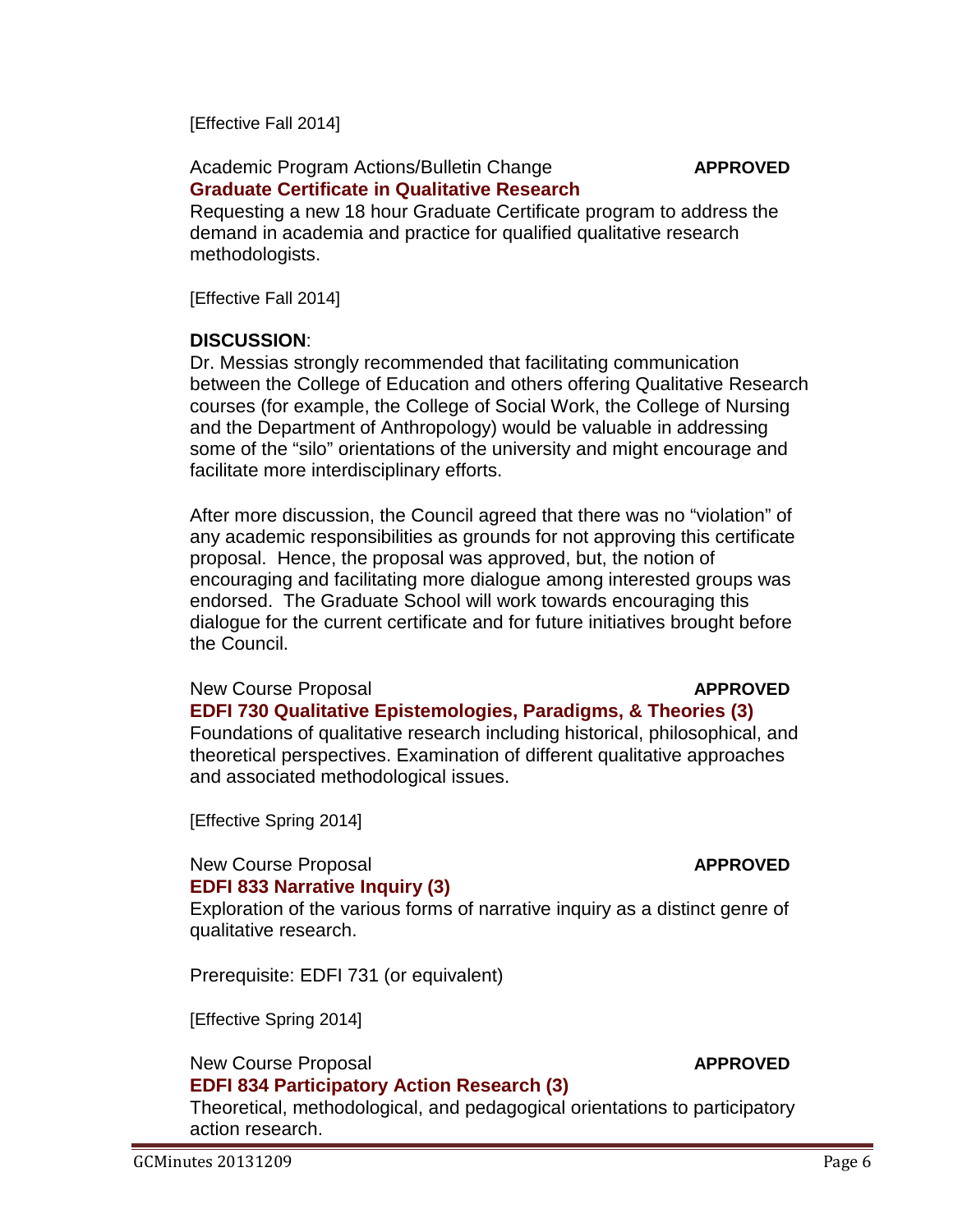[Effective Fall 2014]

Academic Program Actions/Bulletin Change **APPROVED**

**Graduate Certificate in Qualitative Research**

Requesting a new 18 hour Graduate Certificate program to address the demand in academia and practice for qualified qualitative research methodologists.

[Effective Fall 2014]

**DISCUSSION**:

Dr. Messias strongly recommended that facilitating communication between the College of Education and others offering Qualitative Research courses (for example, the College of Social Work, the College of Nursing and the Department of Anthropology) would be valuable in addressing some of the "silo" orientations of the university and might encourage and facilitate more interdisciplinary efforts.

After more discussion, the Council agreed that there was no "violation" of any academic responsibilities as grounds for not approving this certificate proposal. Hence, the proposal was approved, but, the notion of encouraging and facilitating more dialogue among interested groups was endorsed. The Graduate School will work towards encouraging this dialogue for the current certificate and for future initiatives brought before the Council.

New Course Proposal **APPROVED**

**EDFI 730 Qualitative Epistemologies, Paradigms, & Theories (3)**

Foundations of qualitative research including historical, philosophical, and theoretical perspectives. Examination of different qualitative approaches and associated methodological issues.

[Effective Spring 2014]

New Course Proposal **APPROVED**

**EDFI 833 Narrative Inquiry (3)**

Exploration of the various forms of narrative inquiry as a distinct genre of qualitative research.

Prerequisite: EDFI 731 (or equivalent)

[Effective Spring 2014]

New Course Proposal **APPROVED**

**EDFI 834 Participatory Action Research (3)**

Theoretical, methodological, and pedagogical orientations to participatory action research.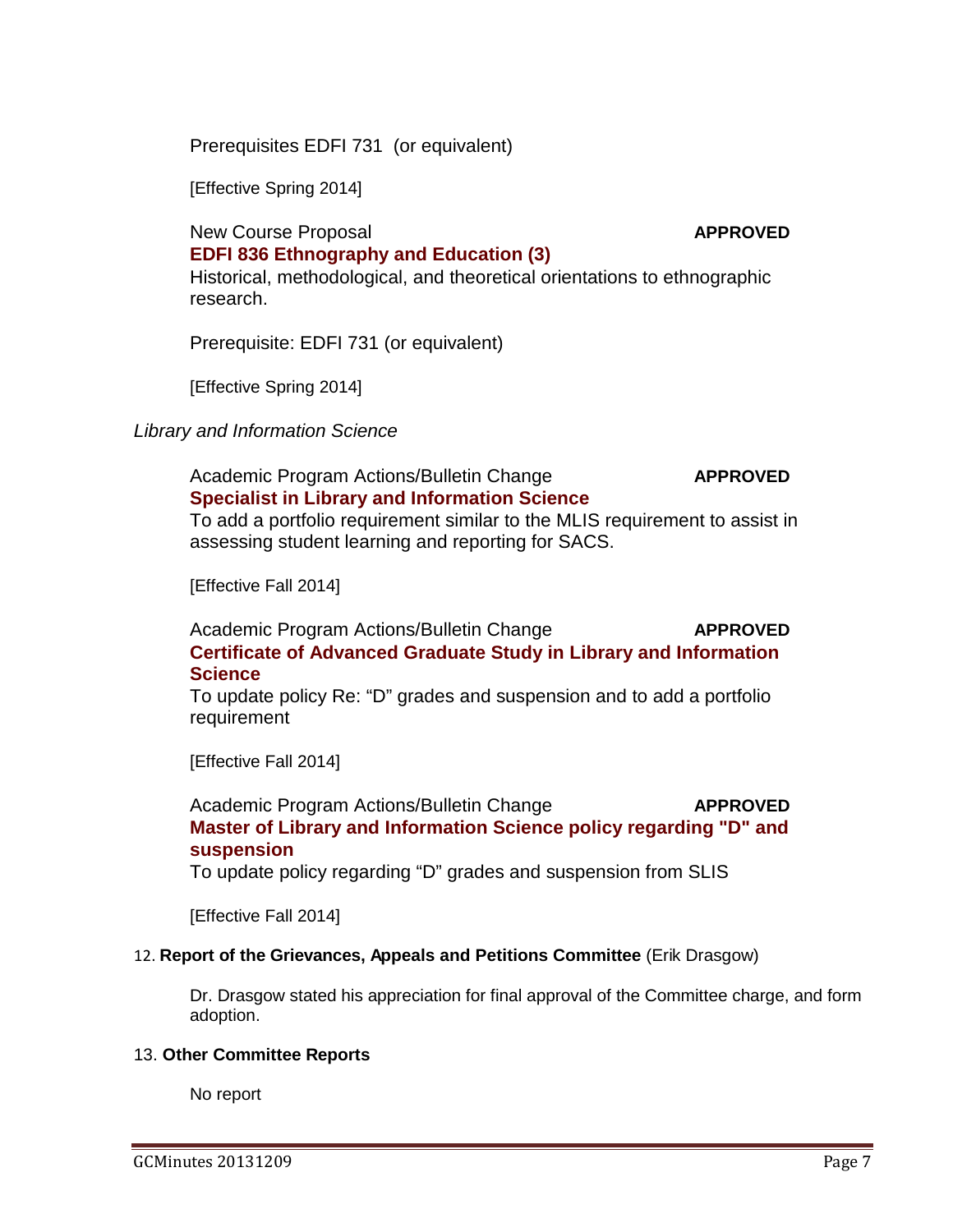Prerequisites EDFI 731 (or equivalent)

[Effective Spring 2014]

New Course Proposal **APPROVED**
**EDFI 836 Ethnography and Education (3)**
Historical, methodological, and theoretical orientations to ethnographic research.

Prerequisite: EDFI 731 (or equivalent)

[Effective Spring 2014]

*Library and Information Science*

Academic Program Actions/Bulletin Change **APPROVED**
**Specialist in Library and Information Science**
To add a portfolio requirement similar to the MLIS requirement to assist in assessing student learning and reporting for SACS.

[Effective Fall 2014]

Academic Program Actions/Bulletin Change **APPROVED**
**Certificate of Advanced Graduate Study in Library and Information Science**
To update policy Re: "D" grades and suspension and to add a portfolio requirement

[Effective Fall 2014]

Academic Program Actions/Bulletin Change **APPROVED**
**Master of Library and Information Science policy regarding "D" and suspension**
To update policy regarding "D" grades and suspension from SLIS

[Effective Fall 2014]

12. **Report of the Grievances, Appeals and Petitions Committee** (Erik Drasgow)

Dr. Drasgow stated his appreciation for final approval of the Committee charge, and form adoption.

13. **Other Committee Reports**

No report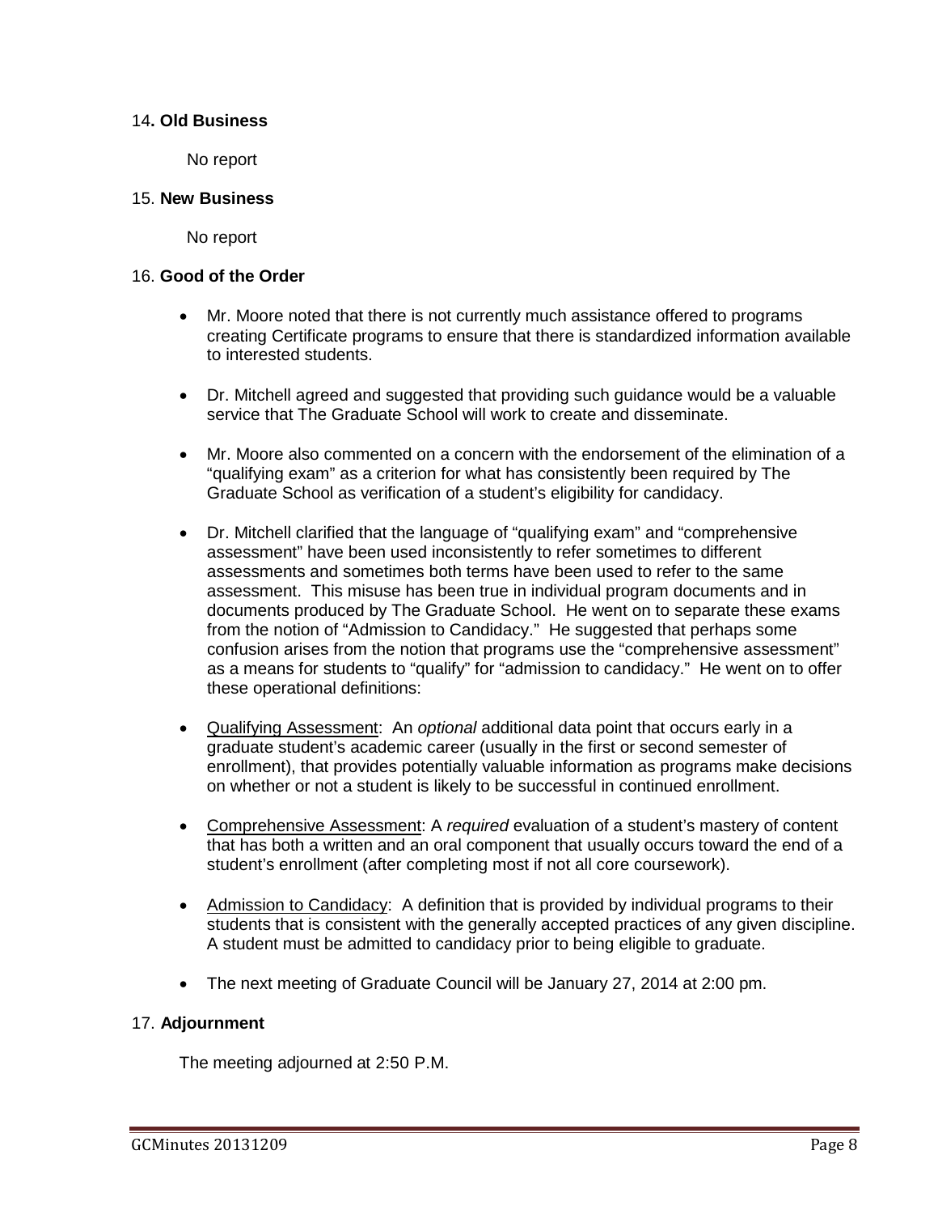14. **Old Business**

No report

15. **New Business**

No report

16. **Good of the Order**

- Mr. Moore noted that there is not currently much assistance offered to programs creating Certificate programs to ensure that there is standardized information available to interested students.

- Dr. Mitchell agreed and suggested that providing such guidance would be a valuable service that The Graduate School will work to create and disseminate.

- Mr. Moore also commented on a concern with the endorsement of the elimination of a "qualifying exam" as a criterion for what has consistently been required by The Graduate School as verification of a student's eligibility for candidacy.

- Dr. Mitchell clarified that the language of "qualifying exam" and "comprehensive assessment" have been used inconsistently to refer sometimes to different assessments and sometimes both terms have been used to refer to the same assessment. This misuse has been true in individual program documents and in documents produced by The Graduate School. He went on to separate these exams from the notion of "Admission to Candidacy." He suggested that perhaps some confusion arises from the notion that programs use the "comprehensive assessment" as a means for students to "qualify" for "admission to candidacy." He went on to offer these operational definitions:

- <u>Qualifying Assessment</u>: An *optional* additional data point that occurs early in a graduate student's academic career (usually in the first or second semester of enrollment), that provides potentially valuable information as programs make decisions on whether or not a student is likely to be successful in continued enrollment.

- <u>Comprehensive Assessment</u>: A *required* evaluation of a student's mastery of content that has both a written and an oral component that usually occurs toward the end of a student's enrollment (after completing most if not all core coursework).

- <u>Admission to Candidacy</u>: A definition that is provided by individual programs to their students that is consistent with the generally accepted practices of any given discipline. A student must be admitted to candidacy prior to being eligible to graduate.

- The next meeting of Graduate Council will be January 27, 2014 at 2:00 pm.

17. **Adjournment**

The meeting adjourned at 2:50 P.M.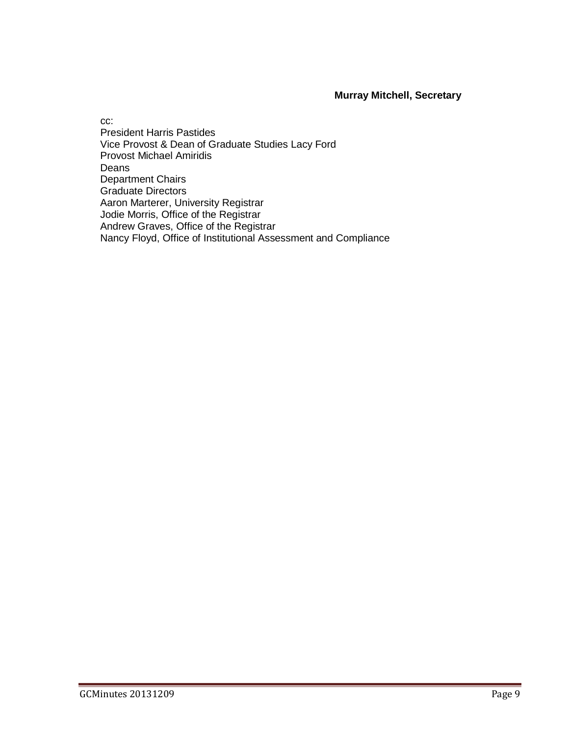**Murray Mitchell, Secretary**

cc:
President Harris Pastides
Vice Provost & Dean of Graduate Studies Lacy Ford
Provost Michael Amiridis
Deans
Department Chairs
Graduate Directors
Aaron Marterer, University Registrar
Jodie Morris, Office of the Registrar
Andrew Graves, Office of the Registrar
Nancy Floyd, Office of Institutional Assessment and Compliance